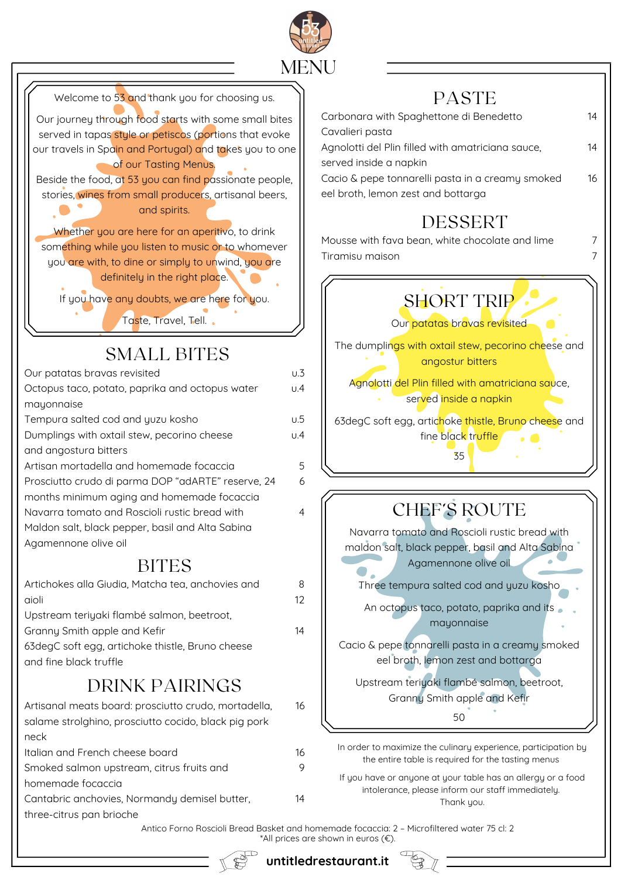# MENU

Welcome to 53 and thank you for choosing us.

Our journey through food starts with some small bites served in tapas style or petiscos (portions that evoke our travels in Spain and Portugal) and takes you to one of our Tasting Menus.

Beside the food, at 53 you can find passionate people, stories, wines from small producers, artisanal beers, and spirits.

Whether you are here for an aperitivo, to drink something while you listen to music or to whomever you are with, to dine or simply to unwind, you are definitely in the right place.

If you have any doubts, we are here for you.

Taste, Travel, Tell.

## SMALL BITES

| | |
|---|---|
| Our patatas bravas revisited | u.3 |
| Octopus taco, potato, paprika and octopus water mayonnaise | u.4 |
| Tempura salted cod and yuzu kosho | u.5 |
| Dumplings with oxtail stew, pecorino cheese and angostura bitters | u.4 |
| Artisan mortadella and homemade focaccia | 5 |
| Prosciutto crudo di parma DOP "adARTE" reserve, 24 months minimum aging and homemade focaccia | 6 |
| Navarra tomato and Roscioli rustic bread with Maldon salt, black pepper, basil and Alta Sabina Agamennone olive oil | 4 |

## BITES

| | |
|---|---|
| Artichokes alla Giudia, Matcha tea, anchovies and aioli | 8 |
| Upstream teriyaki flambé salmon, beetroot, Granny Smith apple and Kefir | 12 |
| 63degC soft egg, artichoke thistle, Bruno cheese and fine black truffle | 14 |

## DRINK PAIRINGS

| | |
|---|---|
| Artisanal meats board: prosciutto crudo, mortadella, salame strolghino, prosciutto cocido, black pig pork neck | 16 |
| Italian and French cheese board | 16 |
| Smoked salmon upstream, citrus fruits and homemade focaccia | 9 |
| Cantabric anchovies, Normandy demisel butter, three-citrus pan brioche | 14 |

## PASTE

| | |
|---|---|
| Carbonara with Spaghettone di Benedetto Cavalieri pasta | 14 |
| Agnolotti del Plin filled with amatriciana sauce, served inside a napkin | 14 |
| Cacio & pepe tonnarelli pasta in a creamy smoked eel broth, lemon zest and bottarga | 16 |

## DESSERT

| | |
|---|---|
| Mousse with fava bean, white chocolate and lime | 7 |
| Tiramisu maison | 7 |

## SHORT TRIP

Our patatas bravas revisited

The dumplings with oxtail stew, pecorino cheese and angostur bitters

Agnolotti del Plin filled with amatriciana sauce, served inside a napkin

63degC soft egg, artichoke thistle, Bruno cheese and fine black truffle

35

## CHEF'S ROUTE

Navarra tomato and Roscioli rustic bread with maldon salt, black pepper, basil and Alta Sabina Agamennone olive oil

Three tempura salted cod and yuzu kosho

An octopus taco, potato, paprika and its mayonnaise

Cacio & pepe tonnarelli pasta in a creamy smoked eel broth, lemon zest and bottarga

Upstream teriyaki flambé salmon, beetroot, Granny Smith apple and Kefir

50

In order to maximize the culinary experience, participation by the entire table is required for the tasting menus

If you have or anyone at your table has an allergy or a food intolerance, please inform our staff immediately. Thank you.

Antico Forno Roscioli Bread Basket and homemade focaccia: 2 – Microfiltered water 75 cl: 2
*All prices are shown in euros (€).

untitledrestaurant.it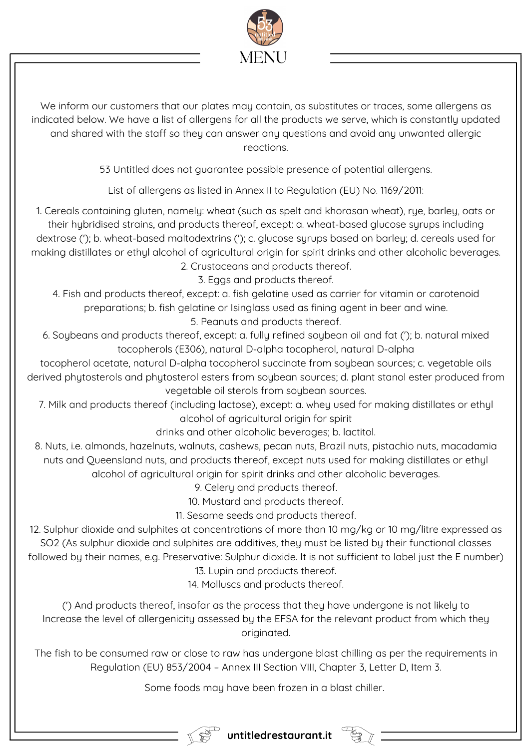# MENU

We inform our customers that our plates may contain, as substitutes or traces, some allergens as indicated below. We have a list of allergens for all the products we serve, which is constantly updated and shared with the staff so they can answer any questions and avoid any unwanted allergic reactions.

53 Untitled does not guarantee possible presence of potential allergens.

List of allergens as listed in Annex II to Regulation (EU) No. 1169/2011:

1. Cereals containing gluten, namely: wheat (such as spelt and khorasan wheat), rye, barley, oats or their hybridised strains, and products thereof, except: a. wheat-based glucose syrups including dextrose ('); b. wheat-based maltodextrins ('); c. glucose syrups based on barley; d. cereals used for making distillates or ethyl alcohol of agricultural origin for spirit drinks and other alcoholic beverages.
2. Crustaceans and products thereof.
3. Eggs and products thereof.
4. Fish and products thereof, except: a. fish gelatine used as carrier for vitamin or carotenoid preparations; b. fish gelatine or Isinglass used as fining agent in beer and wine.
5. Peanuts and products thereof.
6. Soybeans and products thereof, except: a. fully refined soybean oil and fat ('); b. natural mixed tocopherols (E306), natural D-alpha tocopherol, natural D-alpha tocopherol acetate, natural D-alpha tocopherol succinate from soybean sources; c. vegetable oils derived phytosterols and phytosterol esters from soybean sources; d. plant stanol ester produced from vegetable oil sterols from soybean sources.
7. Milk and products thereof (including lactose), except: a. whey used for making distillates or ethyl alcohol of agricultural origin for spirit drinks and other alcoholic beverages; b. lactitol.
8. Nuts, i.e. almonds, hazelnuts, walnuts, cashews, pecan nuts, Brazil nuts, pistachio nuts, macadamia nuts and Queensland nuts, and products thereof, except nuts used for making distillates or ethyl alcohol of agricultural origin for spirit drinks and other alcoholic beverages.
9. Celery and products thereof.
10. Mustard and products thereof.
11. Sesame seeds and products thereof.
12. Sulphur dioxide and sulphites at concentrations of more than 10 mg/kg or 10 mg/litre expressed as $SO_2$ (As sulphur dioxide and sulphites are additives, they must be listed by their functional classes followed by their names, e.g. Preservative: Sulphur dioxide. It is not sufficient to label just the E number)
13. Lupin and products thereof.
14. Molluscs and products thereof.

(') And products thereof, insofar as the process that they have undergone is not likely to Increase the level of allergenicity assessed by the EFSA for the relevant product from which they originated.

The fish to be consumed raw or close to raw has undergone blast chilling as per the requirements in Regulation (EU) 853/2004 – Annex III Section VIII, Chapter 3, Letter D, Item 3.

Some foods may have been frozen in a blast chiller.

untitledrestaurant.it